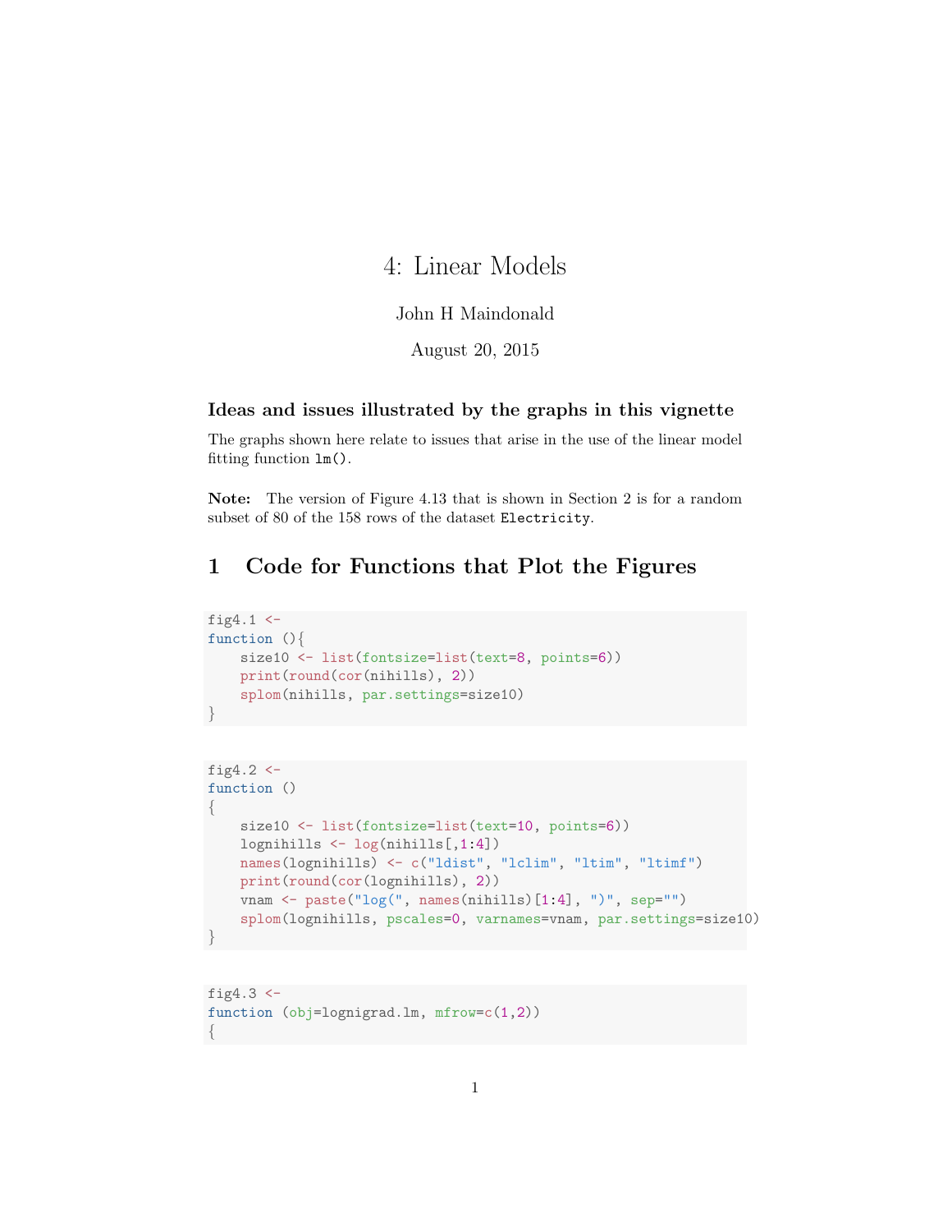# 4: Linear Models

John H Maindonald

August 20, 2015

### Ideas and issues illustrated by the graphs in this vignette

The graphs shown here relate to issues that arise in the use of the linear model fitting function `lm()`.

**Note:** The version of Figure 4.13 that is shown in Section 2 is for a random subset of 80 of the 158 rows of the dataset `Electricity`.

## 1 Code for Functions that Plot the Figures

```
fig4.1 <-
function (){
    size10 <- list(fontsize=list(text=8, points=6))
    print(round(cor(nihills), 2))
    splom(nihills, par.settings=size10)
}
```

```
fig4.2 <-
function ()
{
    size10 <- list(fontsize=list(text=10, points=6))
    lognihills <- log(nihills[,1:4])
    names(lognihills) <- c("ldist", "lclim", "ltim", "ltimf")
    print(round(cor(lognihills), 2))
    vnam <- paste("log(", names(nihills)[1:4], ")", sep="")
    splom(lognihills, pscales=0, varnames=vnam, par.settings=size10)
}
```

```
fig4.3 <-
function (obj=lognigrad.lm, mfrow=c(1,2))
{
```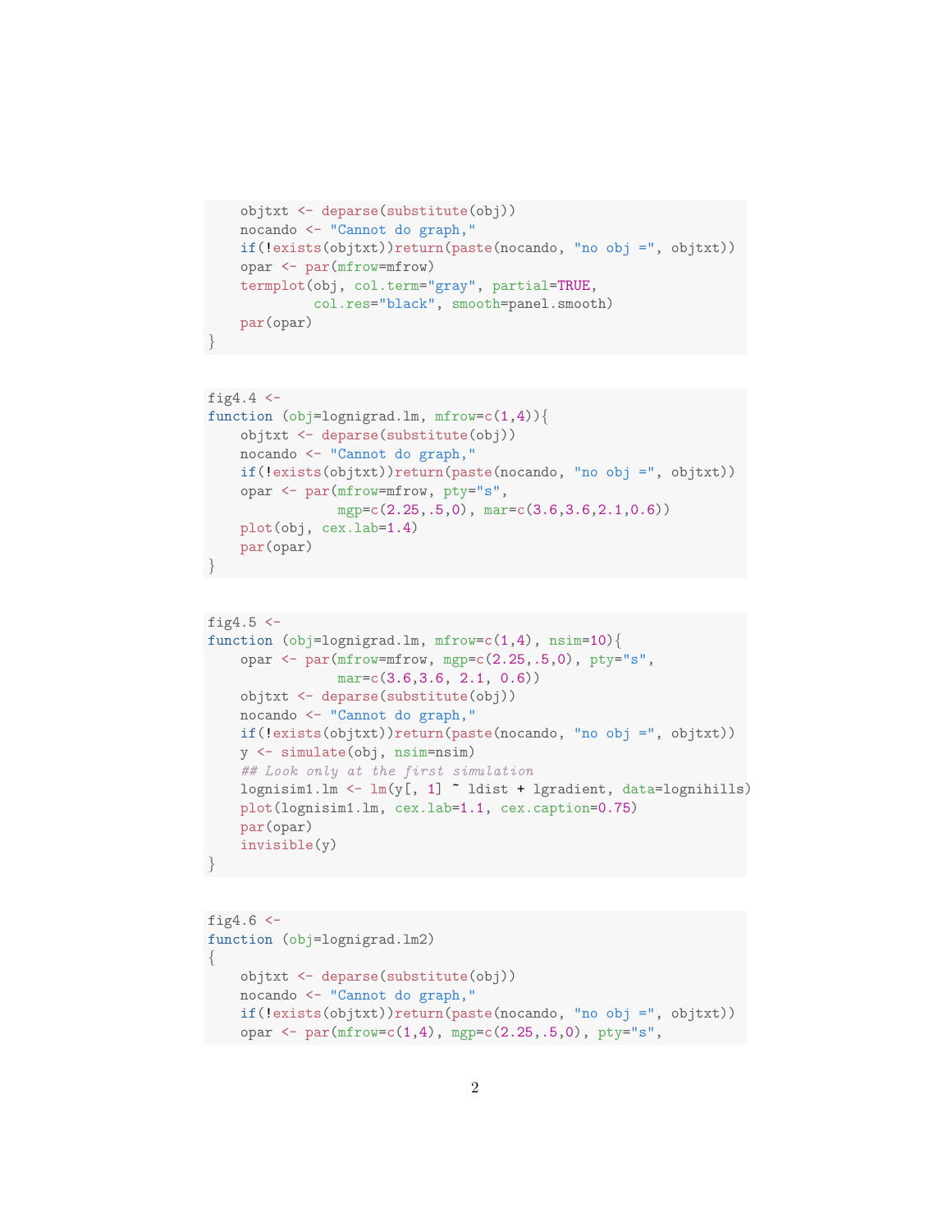```
    objtxt <- deparse(substitute(obj))
    nocando <- "Cannot do graph,"
    if(!exists(objtxt))return(paste(nocando, "no obj =", objtxt))
    opar <- par(mfrow=mfrow)
    termplot(obj, col.term="gray", partial=TRUE,
             col.res="black", smooth=panel.smooth)
    par(opar)
}
```

```
fig4.4 <-
function (obj=lognigrad.lm, mfrow=c(1,4)){
    objtxt <- deparse(substitute(obj))
    nocando <- "Cannot do graph,"
    if(!exists(objtxt))return(paste(nocando, "no obj =", objtxt))
    opar <- par(mfrow=mfrow, pty="s",
                mgp=c(2.25,.5,0), mar=c(3.6,3.6,2.1,0.6))
    plot(obj, cex.lab=1.4)
    par(opar)
}
```

```
fig4.5 <-
function (obj=lognigrad.lm, mfrow=c(1,4), nsim=10){
    opar <- par(mfrow=mfrow, mgp=c(2.25,.5,0), pty="s",
                mar=c(3.6,3.6, 2.1, 0.6))
    objtxt <- deparse(substitute(obj))
    nocando <- "Cannot do graph,"
    if(!exists(objtxt))return(paste(nocando, "no obj =", objtxt))
    y <- simulate(obj, nsim=nsim)
    ## Look only at the first simulation
    lognisim1.lm <- lm(y[, 1] ~ ldist + lgradient, data=lognihills)
    plot(lognisim1.lm, cex.lab=1.1, cex.caption=0.75)
    par(opar)
    invisible(y)
}
```

```
fig4.6 <-
function (obj=lognigrad.lm2)
{
    objtxt <- deparse(substitute(obj))
    nocando <- "Cannot do graph,"
    if(!exists(objtxt))return(paste(nocando, "no obj =", objtxt))
    opar <- par(mfrow=c(1,4), mgp=c(2.25,.5,0), pty="s",
```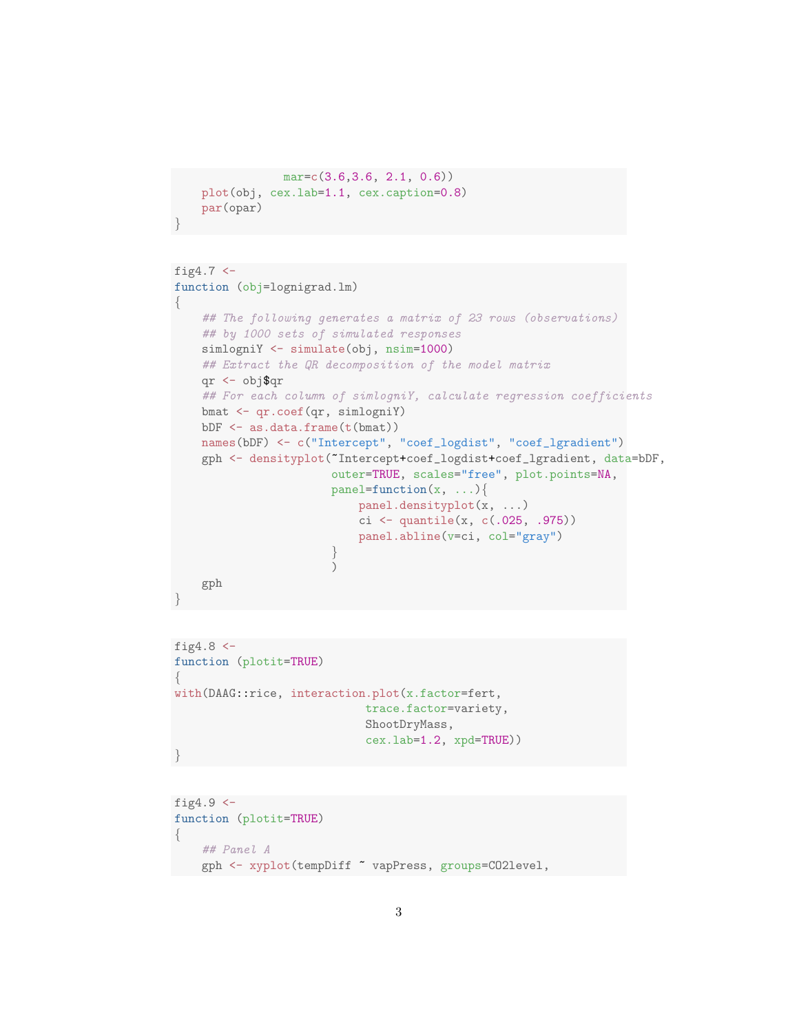```
                mar=c(3.6,3.6, 2.1, 0.6))
    plot(obj, cex.lab=1.1, cex.caption=0.8)
    par(opar)
}
```

```
fig4.7 <-
function (obj=lognigrad.lm)
{
    ## The following generates a matrix of 23 rows (observations)
    ## by 1000 sets of simulated responses
    simlogniY <- simulate(obj, nsim=1000)
    ## Extract the QR decomposition of the model matrix
    qr <- obj$qr
    ## For each column of simlogniY, calculate regression coefficients
    bmat <- qr.coef(qr, simlogniY)
    bDF <- as.data.frame(t(bmat))
    names(bDF) <- c("Intercept", "coef_logdist", "coef_lgradient")
    gph <- densityplot(~Intercept+coef_logdist+coef_lgradient, data=bDF,
                       outer=TRUE, scales="free", plot.points=NA,
                       panel=function(x, ...){
                           panel.densityplot(x, ...)
                           ci <- quantile(x, c(.025, .975))
                           panel.abline(v=ci, col="gray")
                       }
                       )
    gph
}
```

```
fig4.8 <-
function (plotit=TRUE)
{
with(DAAG::rice, interaction.plot(x.factor=fert,
                            trace.factor=variety,
                            ShootDryMass,
                            cex.lab=1.2, xpd=TRUE))
}
```

```
fig4.9 <-
function (plotit=TRUE)
{
    ## Panel A
    gph <- xyplot(tempDiff ~ vapPress, groups=CO2level,
```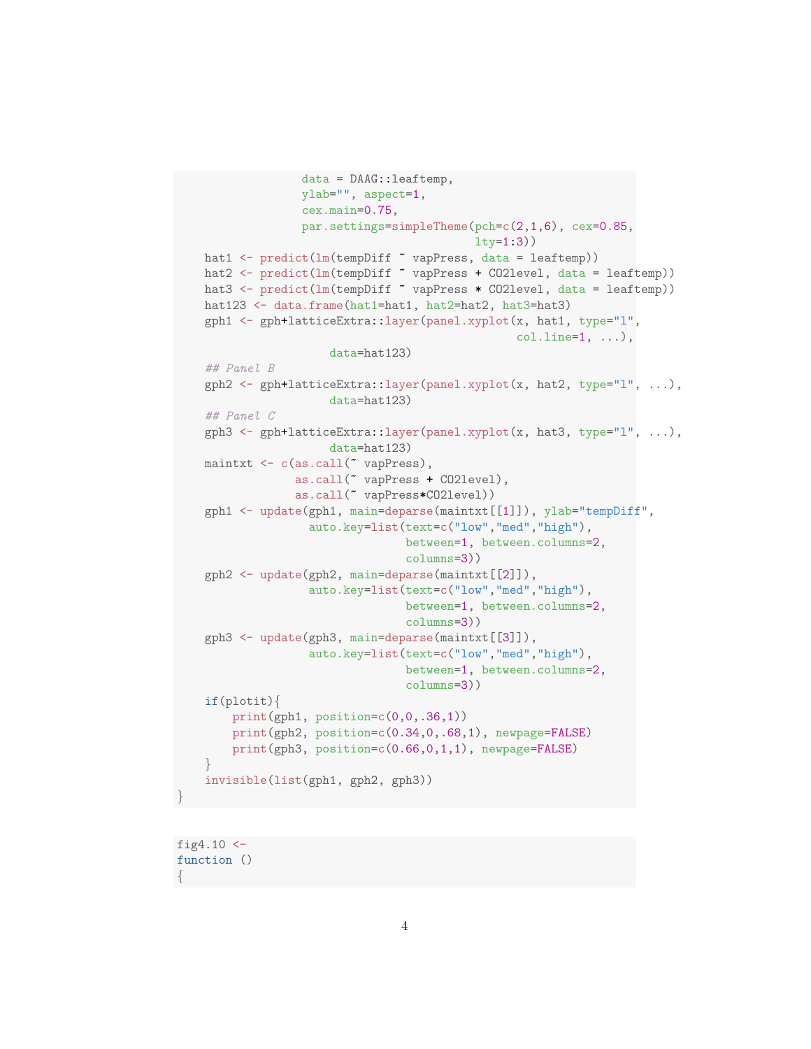```
                 data = DAAG::leaftemp,
                 ylab="", aspect=1,
                 cex.main=0.75,
                 par.settings=simpleTheme(pch=c(2,1,6), cex=0.85,
                                          lty=1:3))
    hat1 <- predict(lm(tempDiff ~ vapPress, data = leaftemp))
    hat2 <- predict(lm(tempDiff ~ vapPress + CO2level, data = leaftemp))
    hat3 <- predict(lm(tempDiff ~ vapPress * CO2level, data = leaftemp))
    hat123 <- data.frame(hat1=hat1, hat2=hat2, hat3=hat3)
    gph1 <- gph+latticeExtra::layer(panel.xyplot(x, hat1, type="l",
                                               col.line=1, ...),
                     data=hat123)
    ## Panel B
    gph2 <- gph+latticeExtra::layer(panel.xyplot(x, hat2, type="l", ...),
                     data=hat123)
    ## Panel C
    gph3 <- gph+latticeExtra::layer(panel.xyplot(x, hat3, type="l", ...),
                     data=hat123)
    maintxt <- c(as.call(~ vapPress),
                 as.call(~ vapPress + CO2level),
                 as.call(~ vapPress*CO2level))
    gph1 <- update(gph1, main=deparse(maintxt[[1]]), ylab="tempDiff",
                   auto.key=list(text=c("low","med","high"),
                                 between=1, between.columns=2,
                                 columns=3))
    gph2 <- update(gph2, main=deparse(maintxt[[2]]),
                   auto.key=list(text=c("low","med","high"),
                                 between=1, between.columns=2,
                                 columns=3))
    gph3 <- update(gph3, main=deparse(maintxt[[3]]),
                   auto.key=list(text=c("low","med","high"),
                                 between=1, between.columns=2,
                                 columns=3))
    if(plotit){
        print(gph1, position=c(0,0,.36,1))
        print(gph2, position=c(0.34,0,.68,1), newpage=FALSE)
        print(gph3, position=c(0.66,0,1,1), newpage=FALSE)
    }
    invisible(list(gph1, gph2, gph3))
}
```

```
fig4.10 <-
function ()
{
```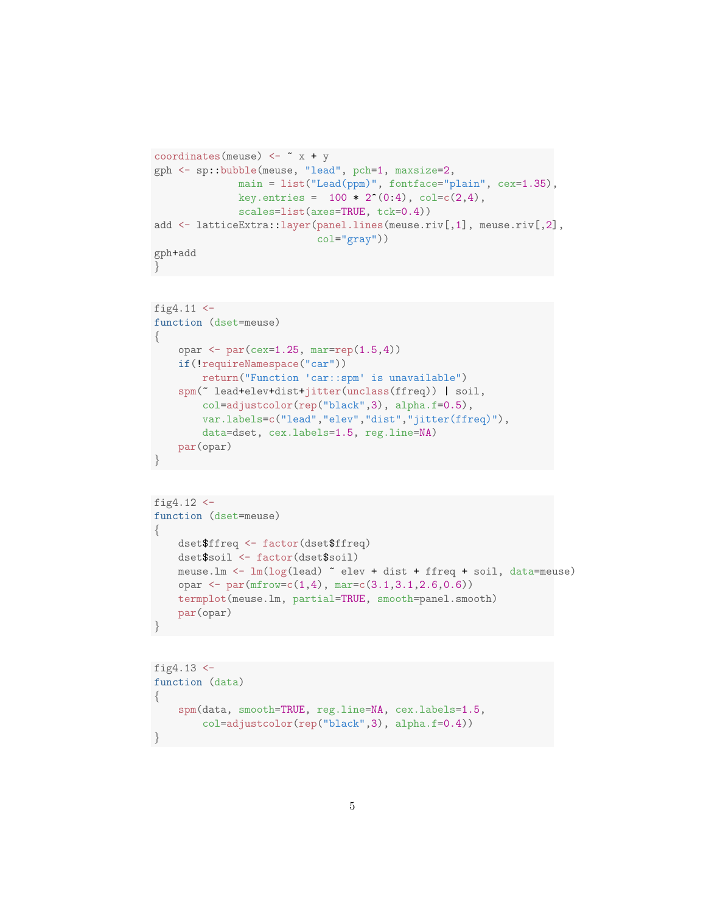```
coordinates(meuse) <- ~ x + y
gph <- sp::bubble(meuse, "lead", pch=1, maxsize=2,
             main = list("Lead(ppm)", fontface="plain", cex=1.35),
             key.entries =  100 * 2^(0:4), col=c(2,4),
             scales=list(axes=TRUE, tck=0.4))
add <- latticeExtra::layer(panel.lines(meuse.riv[,1], meuse.riv[,2],
                          col="gray"))
gph+add
}
```

```
fig4.11 <-
function (dset=meuse)
{
    opar <- par(cex=1.25, mar=rep(1.5,4))
    if(!requireNamespace("car"))
        return("Function 'car::spm' is unavailable")
    spm(~ lead+elev+dist+jitter(unclass(ffreq)) | soil,
        col=adjustcolor(rep("black",3), alpha.f=0.5),
        var.labels=c("lead","elev","dist","jitter(ffreq)"),
        data=dset, cex.labels=1.5, reg.line=NA)
    par(opar)
}
```

```
fig4.12 <-
function (dset=meuse)
{
    dset$ffreq <- factor(dset$ffreq)
    dset$soil <- factor(dset$soil)
    meuse.lm <- lm(log(lead) ~ elev + dist + ffreq + soil, data=meuse)
    opar <- par(mfrow=c(1,4), mar=c(3.1,3.1,2.6,0.6))
    termplot(meuse.lm, partial=TRUE, smooth=panel.smooth)
    par(opar)
}
```

```
fig4.13 <-
function (data)
{
    spm(data, smooth=TRUE, reg.line=NA, cex.labels=1.5,
        col=adjustcolor(rep("black",3), alpha.f=0.4))
}
```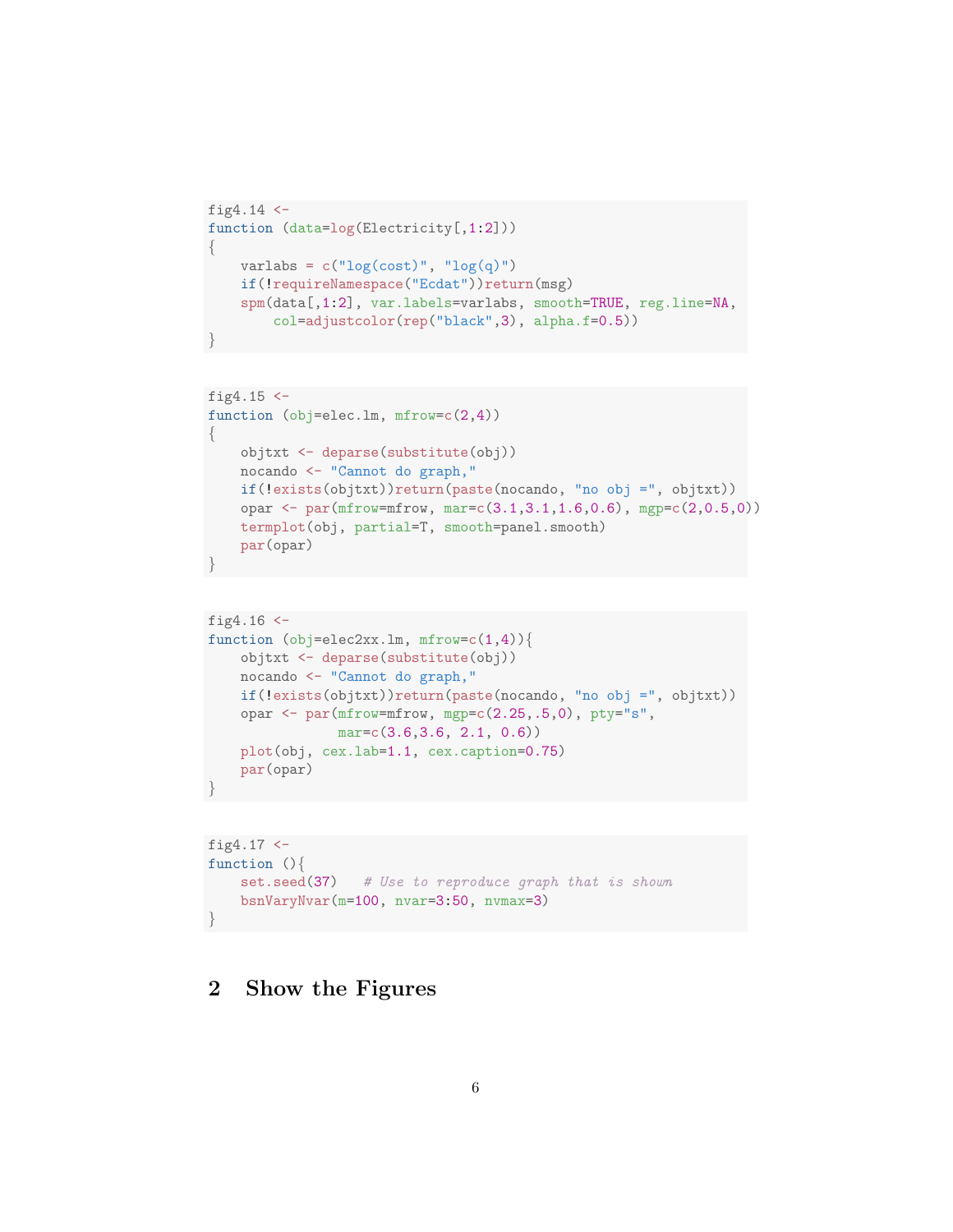```
fig4.14 <-
function (data=log(Electricity[,1:2]))
{
    varlabs = c("log(cost)", "log(q)")
    if(!requireNamespace("Ecdat"))return(msg)
    spm(data[,1:2], var.labels=varlabs, smooth=TRUE, reg.line=NA,
        col=adjustcolor(rep("black",3), alpha.f=0.5))
}
```

```
fig4.15 <-
function (obj=elec.lm, mfrow=c(2,4))
{
    objtxt <- deparse(substitute(obj))
    nocando <- "Cannot do graph,"
    if(!exists(objtxt))return(paste(nocando, "no obj =", objtxt))
    opar <- par(mfrow=mfrow, mar=c(3.1,3.1,1.6,0.6), mgp=c(2,0.5,0))
    termplot(obj, partial=T, smooth=panel.smooth)
    par(opar)
}
```

```
fig4.16 <-
function (obj=elec2xx.lm, mfrow=c(1,4)){
    objtxt <- deparse(substitute(obj))
    nocando <- "Cannot do graph,"
    if(!exists(objtxt))return(paste(nocando, "no obj =", objtxt))
    opar <- par(mfrow=mfrow, mgp=c(2.25,.5,0), pty="s",
                mar=c(3.6,3.6, 2.1, 0.6))
    plot(obj, cex.lab=1.1, cex.caption=0.75)
    par(opar)
}
```

```
fig4.17 <-
function (){
    set.seed(37)   # Use to reproduce graph that is shown
    bsnVaryNvar(m=100, nvar=3:50, nvmax=3)
}
```

## 2 Show the Figures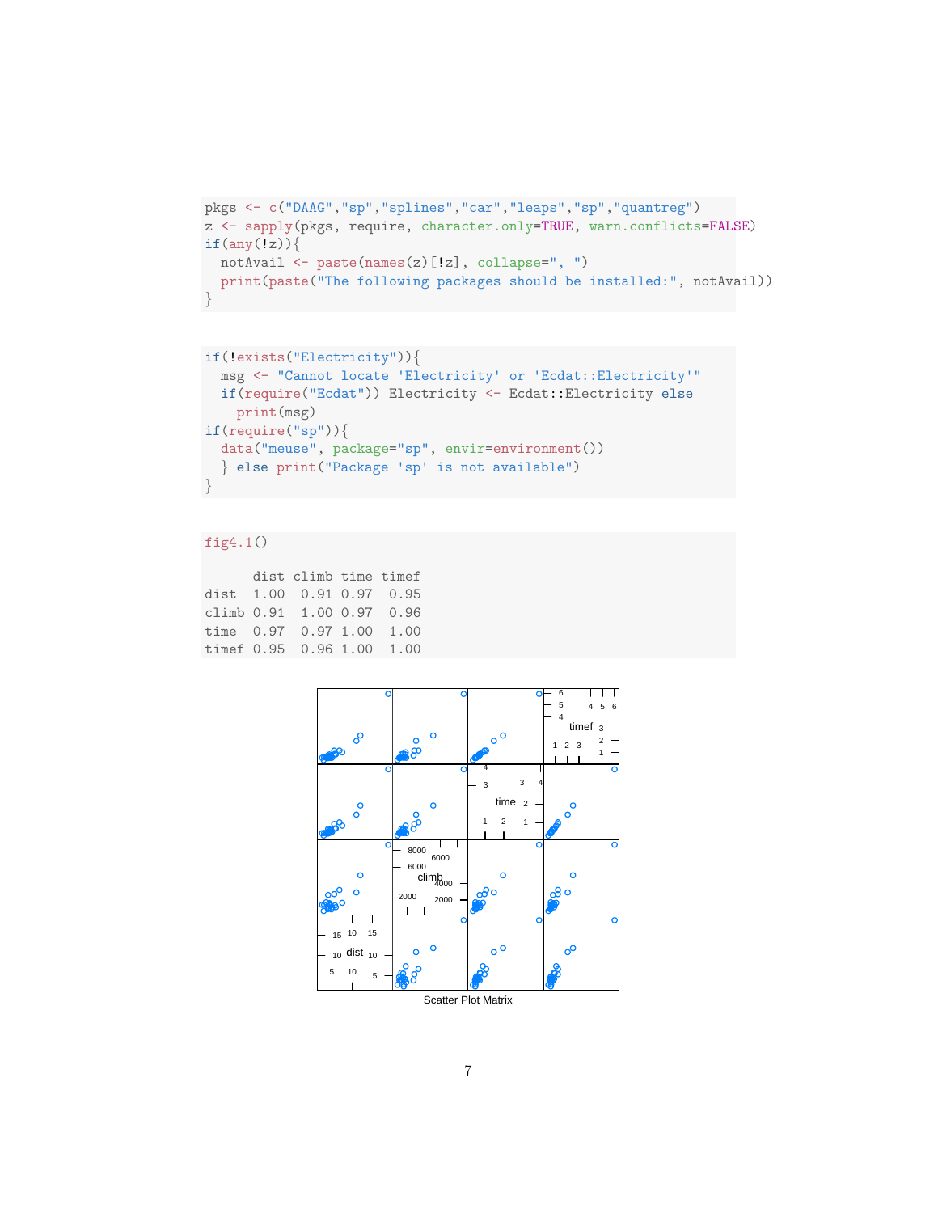```r
pkgs <- c("DAAG","sp","splines","car","leaps","sp","quantreg")
z <- sapply(pkgs, require, character.only=TRUE, warn.conflicts=FALSE)
if(any(!z)){
  notAvail <- paste(names(z)[!z], collapse=", ")
  print(paste("The following packages should be installed:", notAvail))
}
```

```r
if(!exists("Electricity")){
  msg <- "Cannot locate 'Electricity' or 'Ecdat::Electricity'"
  if(require("Ecdat")) Electricity <- Ecdat::Electricity else
    print(msg)
if(require("sp")){
  data("meuse", package="sp", envir=environment())
  } else print("Package 'sp' is not available")
}
```

```r
fig4.1()

      dist climb time timef
dist  1.00  0.91 0.97  0.95
climb 0.91  1.00 0.97  0.96
time  0.97  0.97 1.00  1.00
timef 0.95  0.96 1.00  1.00
```

Scatter Plot Matrix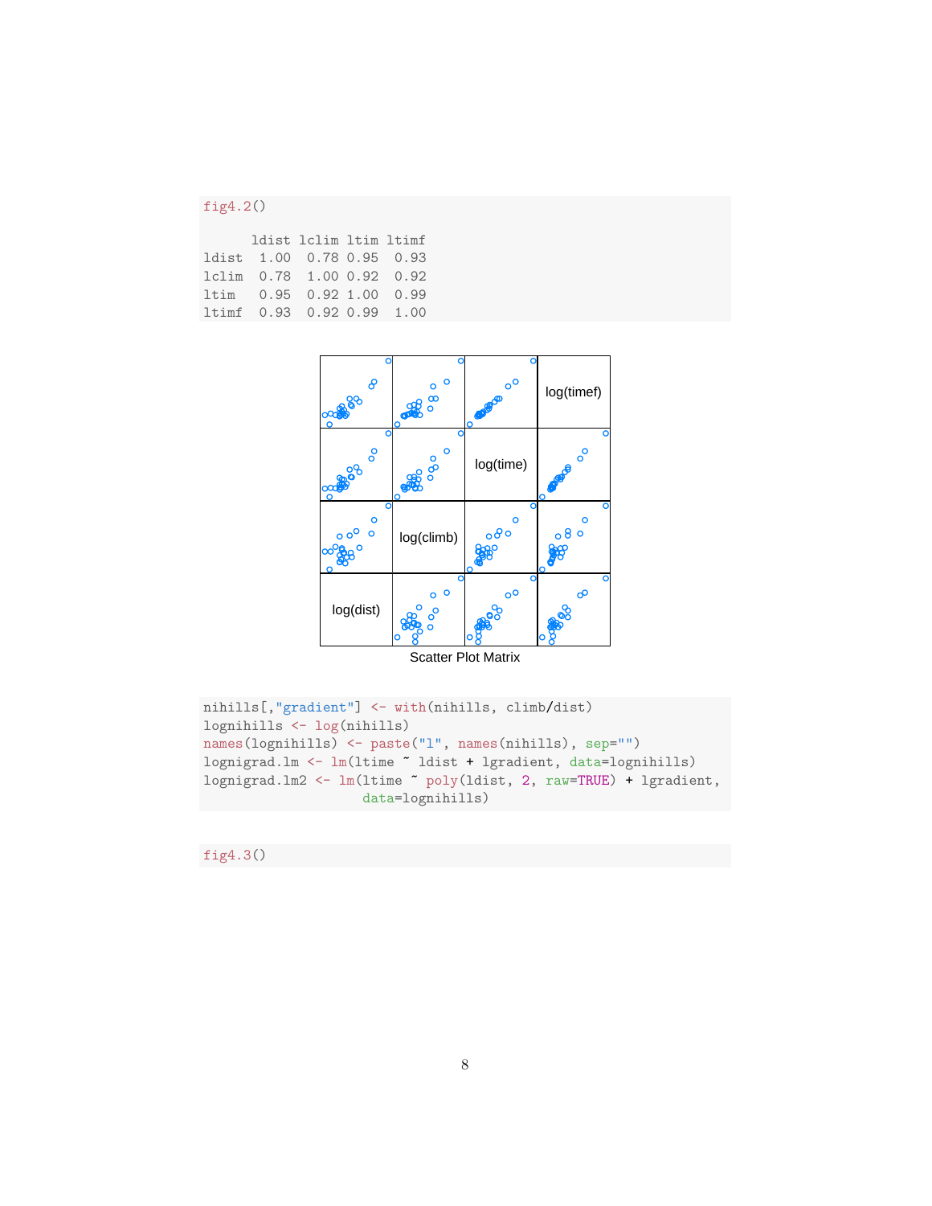```
fig4.2()

      ldist lclim ltim ltimf
ldist  1.00  0.78 0.95  0.93
lclim  0.78  1.00 0.92  0.92
ltim   0.95  0.92 1.00  0.99
ltimf  0.93  0.92 0.99  1.00
```

Scatter Plot Matrix

```
nihills[,"gradient"] <- with(nihills, climb/dist)
lognihills <- log(nihills)
names(lognihills) <- paste("l", names(nihills), sep="")
lognigrad.lm <- lm(ltime ~ ldist + lgradient, data=lognihills)
lognigrad.lm2 <- lm(ltime ~ poly(ldist, 2, raw=TRUE) + lgradient,
                    data=lognihills)
```

```
fig4.3()
```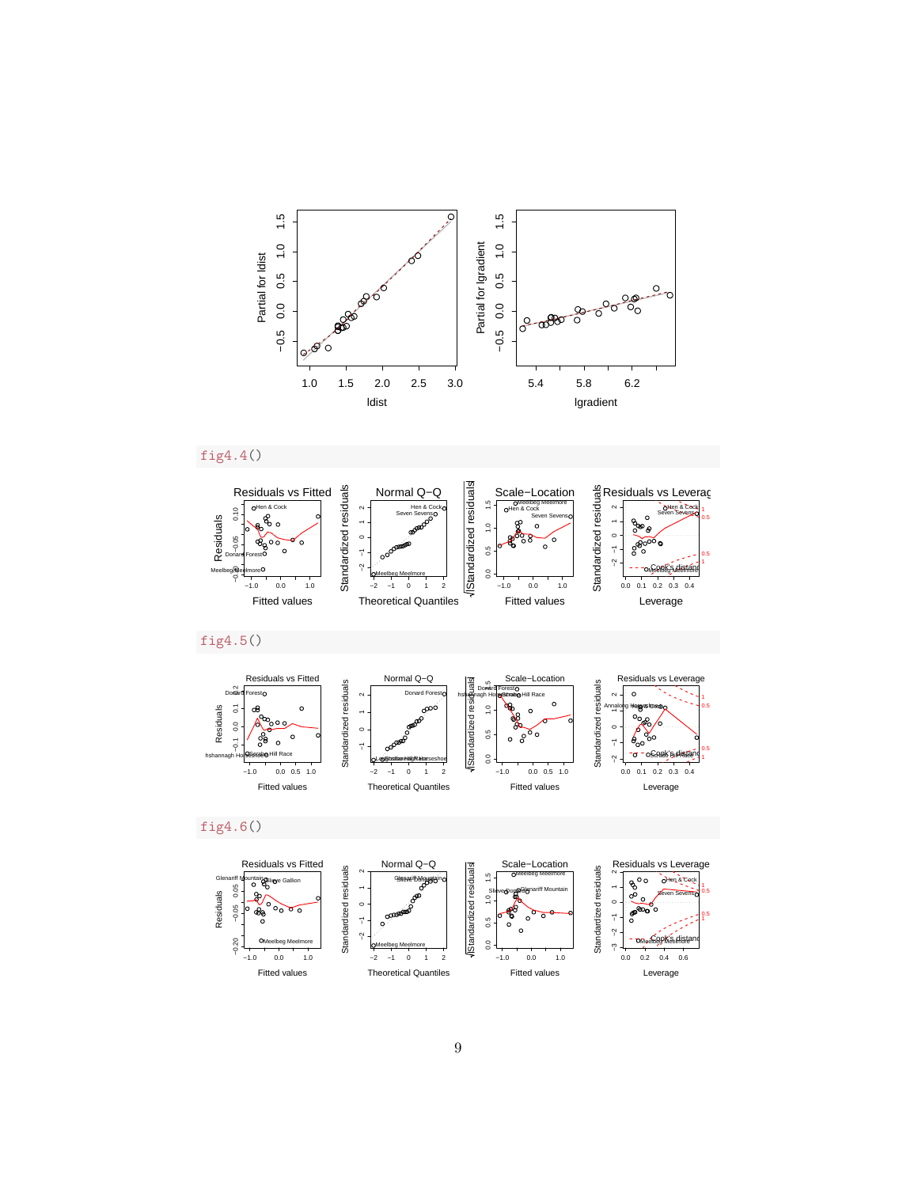```
fig4.4()
```

```
fig4.5()
```

```
fig4.6()
```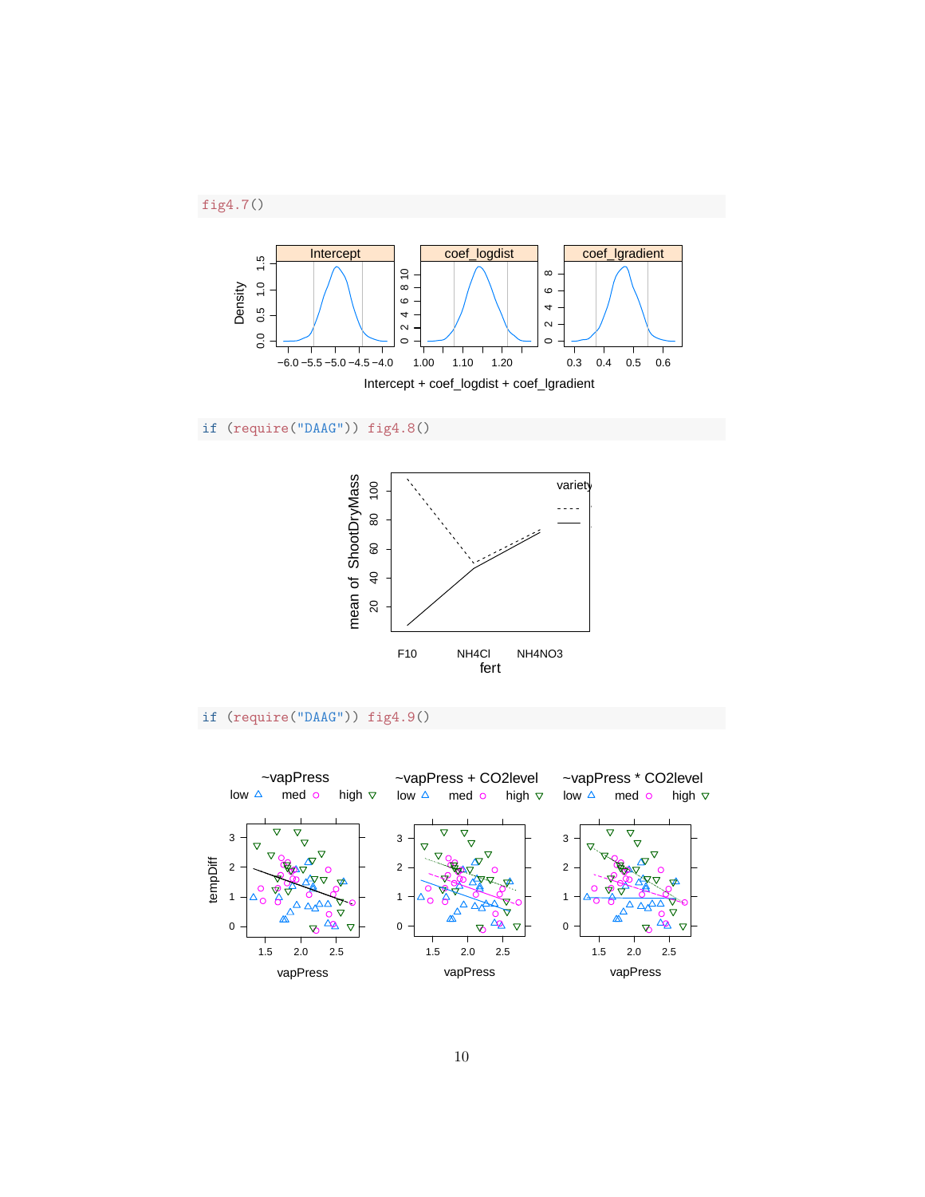```
fig4.7()
```

```
if (require("DAAG")) fig4.8()
```

```
if (require("DAAG")) fig4.9()
```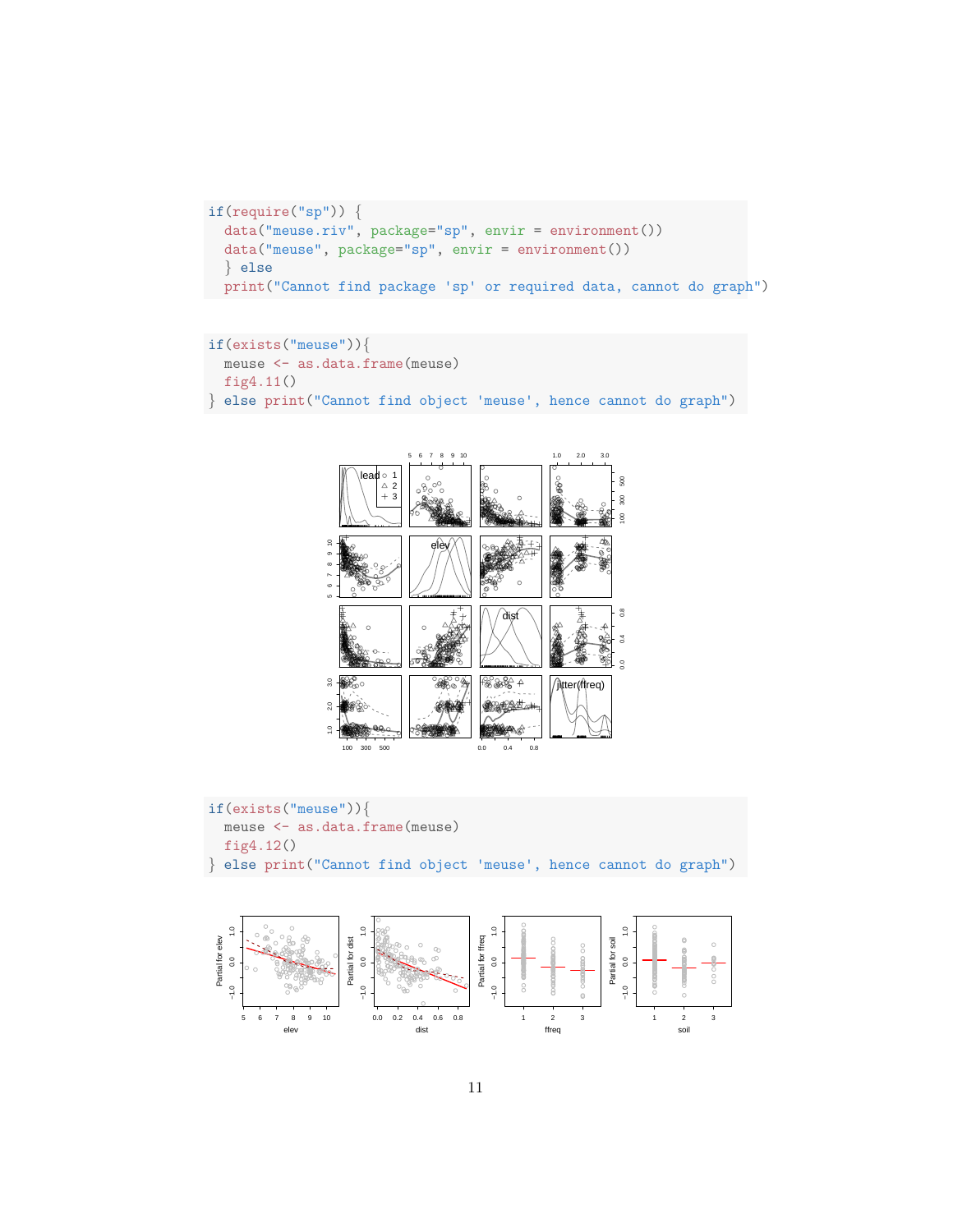```
if(require("sp")) {
  data("meuse.riv", package="sp", envir = environment())
  data("meuse", package="sp", envir = environment())
  } else
  print("Cannot find package 'sp' or required data, cannot do graph")
```

```
if(exists("meuse")){
  meuse <- as.data.frame(meuse)
  fig4.11()
} else print("Cannot find object 'meuse', hence cannot do graph")
```

```
if(exists("meuse")){
  meuse <- as.data.frame(meuse)
  fig4.12()
} else print("Cannot find object 'meuse', hence cannot do graph")
```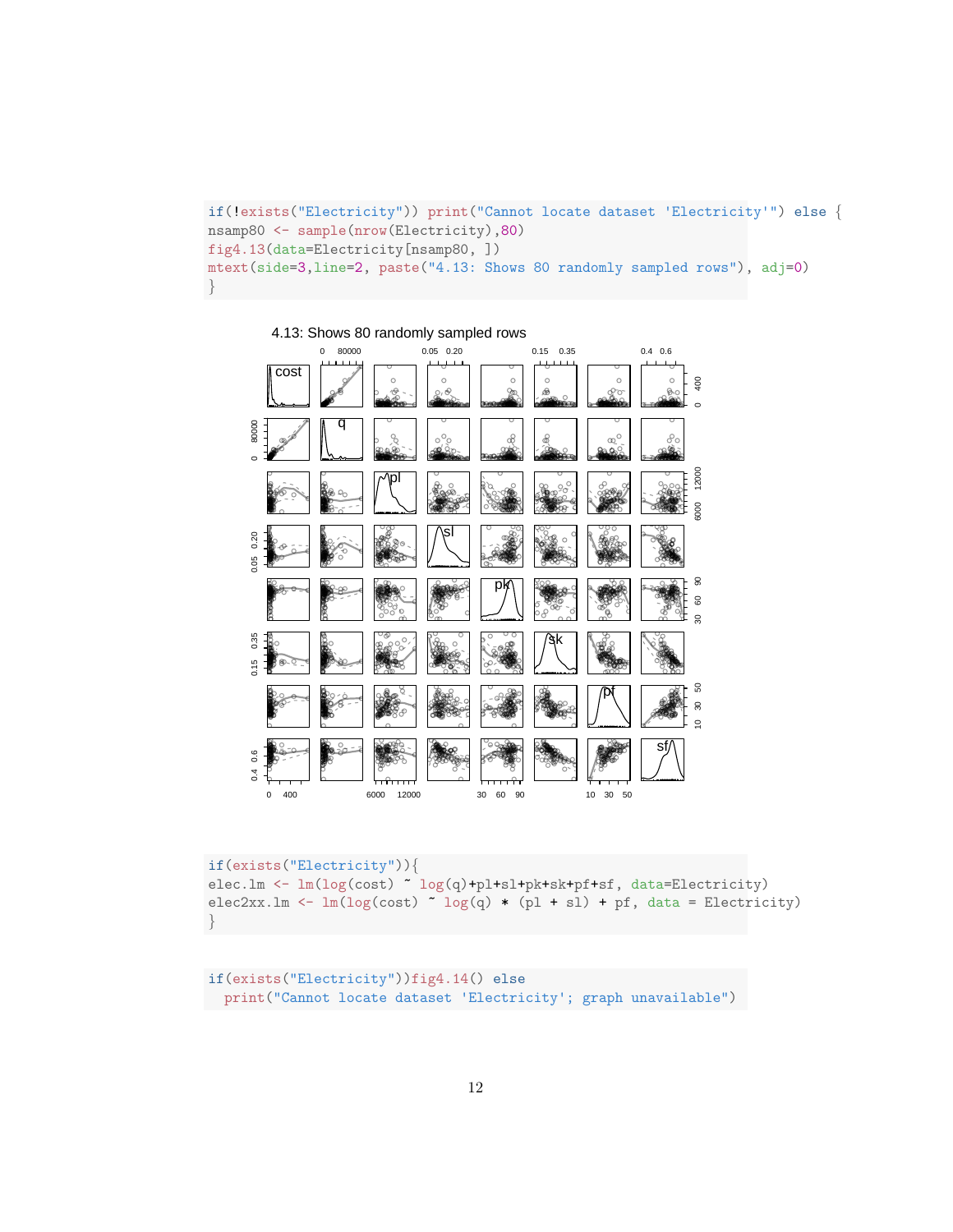```
if(!exists("Electricity")) print("Cannot locate dataset 'Electricity'") else {
nsamp80 <- sample(nrow(Electricity),80)
fig4.13(data=Electricity[nsamp80, ])
mtext(side=3,line=2, paste("4.13: Shows 80 randomly sampled rows"), adj=0)
}
```

4.13: Shows 80 randomly sampled rows

```
if(exists("Electricity")){
elec.lm <- lm(log(cost) ~ log(q)+pl+sl+pk+sk+pf+sf, data=Electricity)
elec2xx.lm <- lm(log(cost) ~ log(q) * (pl + sl) + pf, data = Electricity)
}
```

```
if(exists("Electricity"))fig4.14() else
  print("Cannot locate dataset 'Electricity'; graph unavailable")
```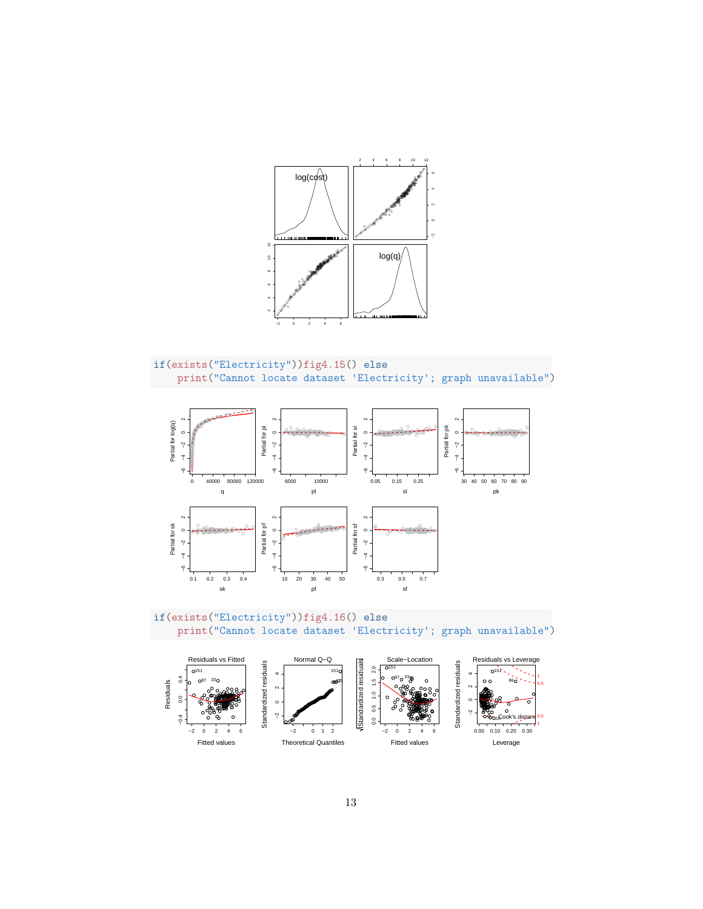```r
if(exists("Electricity"))fig4.15() else
    print("Cannot locate dataset 'Electricity'; graph unavailable")
```

```r
if(exists("Electricity"))fig4.16() else
    print("Cannot locate dataset 'Electricity'; graph unavailable")
```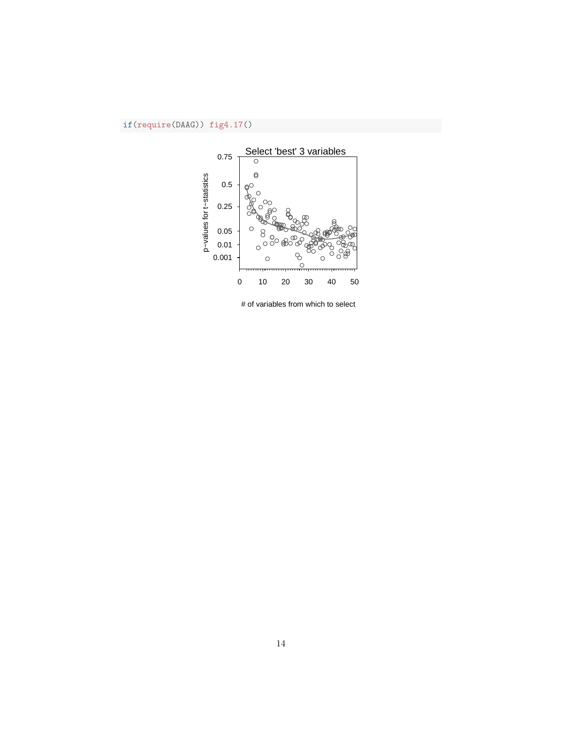```
if(require(DAAG)) fig4.17()
```

Select 'best' 3 variables

0.75
0.5
0.25
0.05
0.01
0.001

p−values for t−statistics

0
10
20
30
40
50

# of variables from which to select